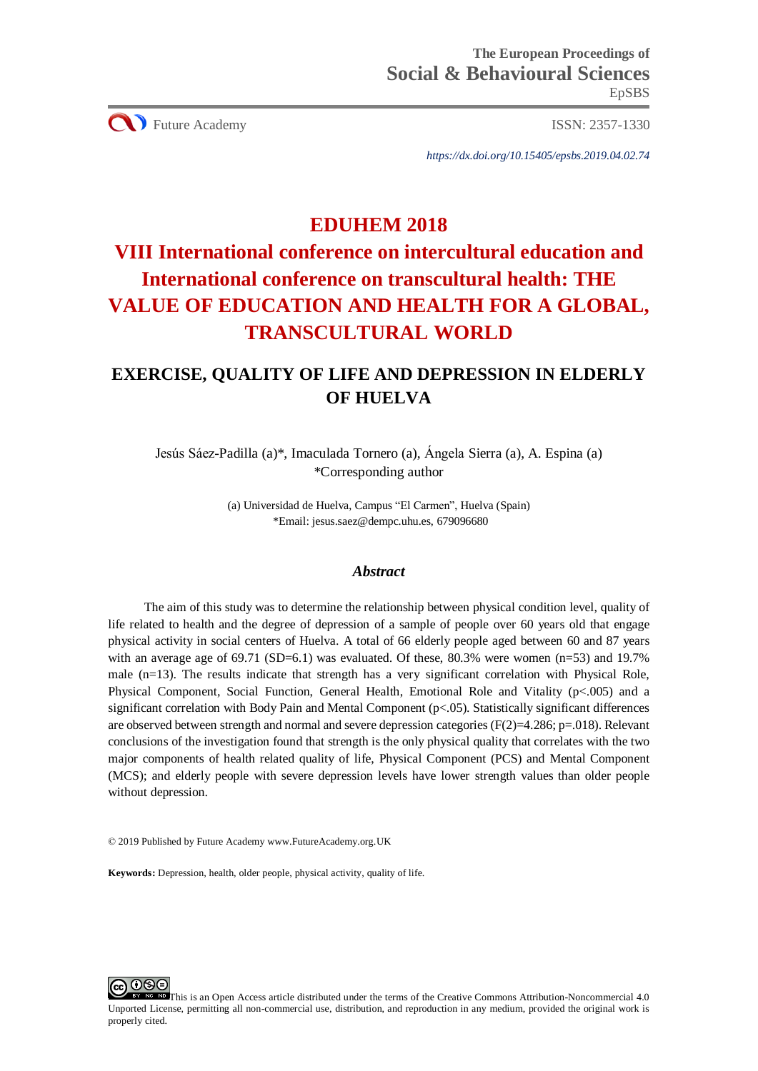The European Proceedings of
Social & Behavioural Sciences
EpSBS

Future Academy ISSN: 2357-1330

*https://dx.doi.org/10.15405/epsbs.2019.04.02.74*

# EDUHEM 2018 VIII International conference on intercultural education and International conference on transcultural health: THE VALUE OF EDUCATION AND HEALTH FOR A GLOBAL, TRANSCULTURAL WORLD

## EXERCISE, QUALITY OF LIFE AND DEPRESSION IN ELDERLY OF HUELVA

Jesús Sáez-Padilla (a)*, Imaculada Tornero (a), Ángela Sierra (a), A. Espina (a)
*Corresponding author

(a) Universidad de Huelva, Campus "El Carmen", Huelva (Spain)
*Email: jesus.saez@dempc.uhu.es, 679096680

### *Abstract*

The aim of this study was to determine the relationship between physical condition level, quality of life related to health and the degree of depression of a sample of people over 60 years old that engage physical activity in social centers of Huelva. A total of 66 elderly people aged between 60 and 87 years with an average age of 69.71 (SD=6.1) was evaluated. Of these, 80.3% were women (n=53) and 19.7% male (n=13). The results indicate that strength has a very significant correlation with Physical Role, Physical Component, Social Function, General Health, Emotional Role and Vitality ($p<.005$) and a significant correlation with Body Pain and Mental Component ($p<.05$). Statistically significant differences are observed between strength and normal and severe depression categories ($F(2)=4.286$; $p=.018$). Relevant conclusions of the investigation found that strength is the only physical quality that correlates with the two major components of health related quality of life, Physical Component (PCS) and Mental Component (MCS); and elderly people with severe depression levels have lower strength values than older people without depression.

© 2019 Published by Future Academy www.FutureAcademy.org.UK

**Keywords:** Depression, health, older people, physical activity, quality of life.

This is an Open Access article distributed under the terms of the Creative Commons Attribution-Noncommercial 4.0 Unported License, permitting all non-commercial use, distribution, and reproduction in any medium, provided the original work is properly cited.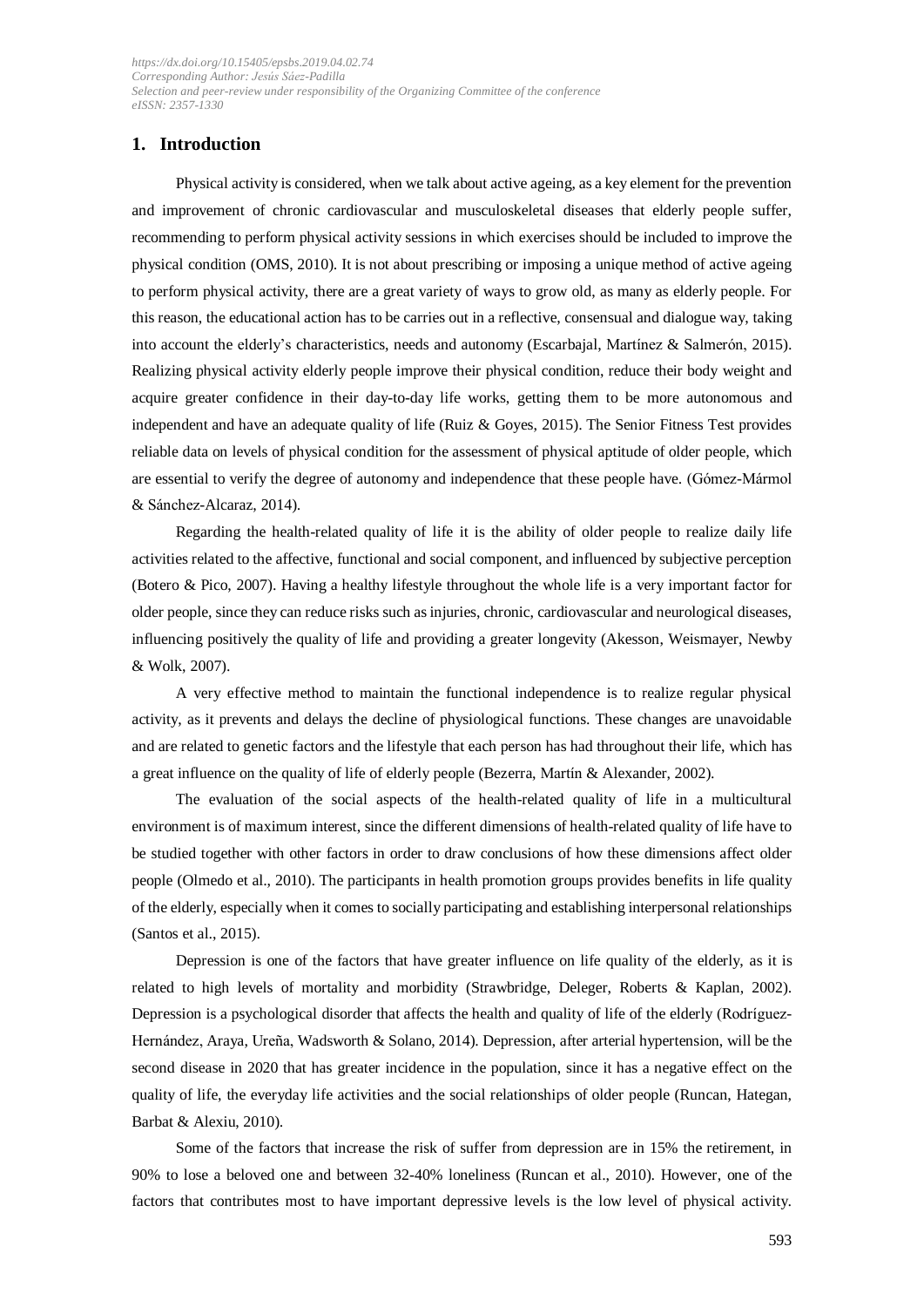## 1. Introduction

Physical activity is considered, when we talk about active ageing, as a key element for the prevention and improvement of chronic cardiovascular and musculoskeletal diseases that elderly people suffer, recommending to perform physical activity sessions in which exercises should be included to improve the physical condition (OMS, 2010). It is not about prescribing or imposing a unique method of active ageing to perform physical activity, there are a great variety of ways to grow old, as many as elderly people. For this reason, the educational action has to be carries out in a reflective, consensual and dialogue way, taking into account the elderly's characteristics, needs and autonomy (Escarbajal, Martínez & Salmerón, 2015). Realizing physical activity elderly people improve their physical condition, reduce their body weight and acquire greater confidence in their day-to-day life works, getting them to be more autonomous and independent and have an adequate quality of life (Ruiz & Goyes, 2015). The Senior Fitness Test provides reliable data on levels of physical condition for the assessment of physical aptitude of older people, which are essential to verify the degree of autonomy and independence that these people have. (Gómez-Mármol & Sánchez-Alcaraz, 2014).

Regarding the health-related quality of life it is the ability of older people to realize daily life activities related to the affective, functional and social component, and influenced by subjective perception (Botero & Pico, 2007). Having a healthy lifestyle throughout the whole life is a very important factor for older people, since they can reduce risks such as injuries, chronic, cardiovascular and neurological diseases, influencing positively the quality of life and providing a greater longevity (Akesson, Weismayer, Newby & Wolk, 2007).

A very effective method to maintain the functional independence is to realize regular physical activity, as it prevents and delays the decline of physiological functions. These changes are unavoidable and are related to genetic factors and the lifestyle that each person has had throughout their life, which has a great influence on the quality of life of elderly people (Bezerra, Martín & Alexander, 2002).

The evaluation of the social aspects of the health-related quality of life in a multicultural environment is of maximum interest, since the different dimensions of health-related quality of life have to be studied together with other factors in order to draw conclusions of how these dimensions affect older people (Olmedo et al., 2010). The participants in health promotion groups provides benefits in life quality of the elderly, especially when it comes to socially participating and establishing interpersonal relationships (Santos et al., 2015).

Depression is one of the factors that have greater influence on life quality of the elderly, as it is related to high levels of mortality and morbidity (Strawbridge, Deleger, Roberts & Kaplan, 2002). Depression is a psychological disorder that affects the health and quality of life of the elderly (Rodríguez-Hernández, Araya, Ureña, Wadsworth & Solano, 2014). Depression, after arterial hypertension, will be the second disease in 2020 that has greater incidence in the population, since it has a negative effect on the quality of life, the everyday life activities and the social relationships of older people (Runcan, Hategan, Barbat & Alexiu, 2010).

Some of the factors that increase the risk of suffer from depression are in 15% the retirement, in 90% to lose a beloved one and between 32-40% loneliness (Runcan et al., 2010). However, one of the factors that contributes most to have important depressive levels is the low level of physical activity.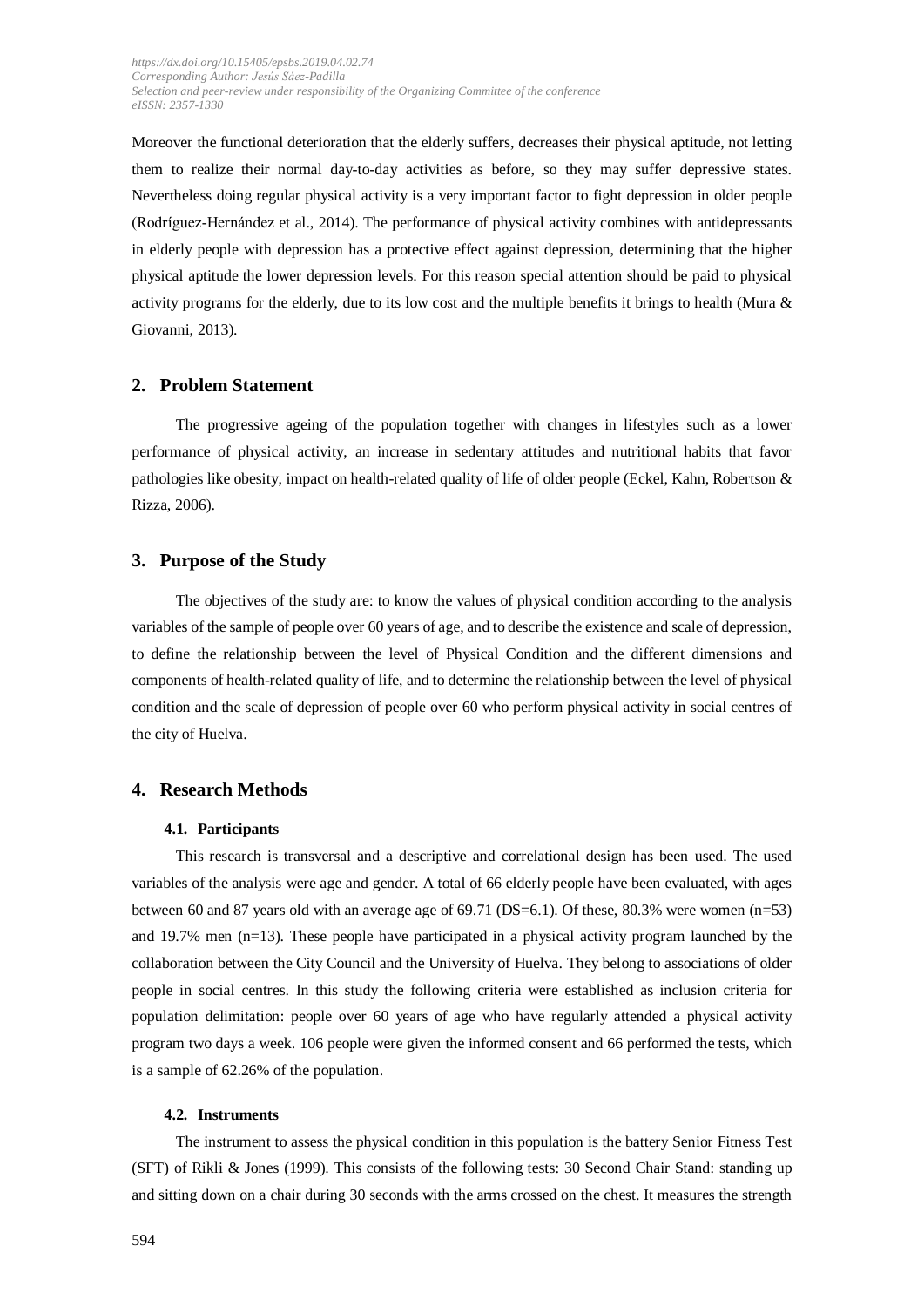Moreover the functional deterioration that the elderly suffers, decreases their physical aptitude, not letting them to realize their normal day-to-day activities as before, so they may suffer depressive states. Nevertheless doing regular physical activity is a very important factor to fight depression in older people (Rodríguez-Hernández et al., 2014). The performance of physical activity combines with antidepressants in elderly people with depression has a protective effect against depression, determining that the higher physical aptitude the lower depression levels. For this reason special attention should be paid to physical activity programs for the elderly, due to its low cost and the multiple benefits it brings to health (Mura & Giovanni, 2013).

## 2. Problem Statement

The progressive ageing of the population together with changes in lifestyles such as a lower performance of physical activity, an increase in sedentary attitudes and nutritional habits that favor pathologies like obesity, impact on health-related quality of life of older people (Eckel, Kahn, Robertson & Rizza, 2006).

## 3. Purpose of the Study

The objectives of the study are: to know the values of physical condition according to the analysis variables of the sample of people over 60 years of age, and to describe the existence and scale of depression, to define the relationship between the level of Physical Condition and the different dimensions and components of health-related quality of life, and to determine the relationship between the level of physical condition and the scale of depression of people over 60 who perform physical activity in social centres of the city of Huelva.

## 4. Research Methods

### 4.1. Participants

This research is transversal and a descriptive and correlational design has been used. The used variables of the analysis were age and gender. A total of 66 elderly people have been evaluated, with ages between 60 and 87 years old with an average age of 69.71 (DS=6.1). Of these, 80.3% were women (n=53) and 19.7% men (n=13). These people have participated in a physical activity program launched by the collaboration between the City Council and the University of Huelva. They belong to associations of older people in social centres. In this study the following criteria were established as inclusion criteria for population delimitation: people over 60 years of age who have regularly attended a physical activity program two days a week. 106 people were given the informed consent and 66 performed the tests, which is a sample of 62.26% of the population.

### 4.2. Instruments

The instrument to assess the physical condition in this population is the battery Senior Fitness Test (SFT) of Rikli & Jones (1999). This consists of the following tests: 30 Second Chair Stand: standing up and sitting down on a chair during 30 seconds with the arms crossed on the chest. It measures the strength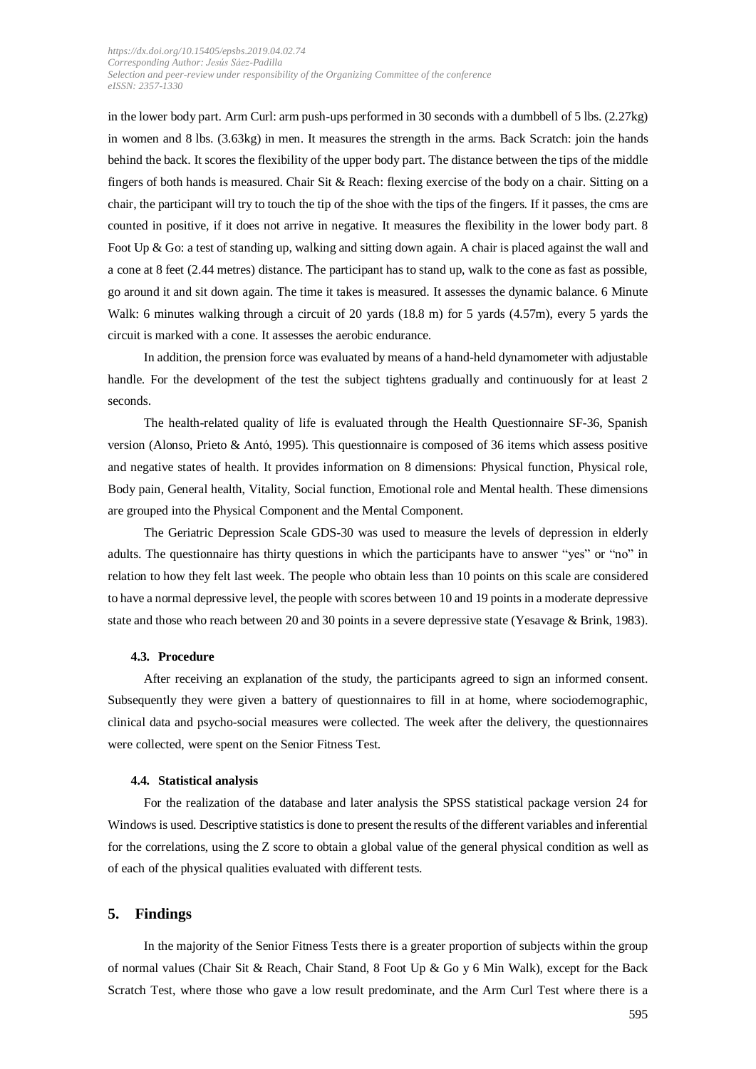in the lower body part. Arm Curl: arm push-ups performed in 30 seconds with a dumbbell of 5 lbs. (2.27kg) in women and 8 lbs. (3.63kg) in men. It measures the strength in the arms. Back Scratch: join the hands behind the back. It scores the flexibility of the upper body part. The distance between the tips of the middle fingers of both hands is measured. Chair Sit & Reach: flexing exercise of the body on a chair. Sitting on a chair, the participant will try to touch the tip of the shoe with the tips of the fingers. If it passes, the cms are counted in positive, if it does not arrive in negative. It measures the flexibility in the lower body part. 8 Foot Up & Go: a test of standing up, walking and sitting down again. A chair is placed against the wall and a cone at 8 feet (2.44 metres) distance. The participant has to stand up, walk to the cone as fast as possible, go around it and sit down again. The time it takes is measured. It assesses the dynamic balance. 6 Minute Walk: 6 minutes walking through a circuit of 20 yards (18.8 m) for 5 yards (4.57m), every 5 yards the circuit is marked with a cone. It assesses the aerobic endurance.

In addition, the prension force was evaluated by means of a hand-held dynamometer with adjustable handle. For the development of the test the subject tightens gradually and continuously for at least 2 seconds.

The health-related quality of life is evaluated through the Health Questionnaire SF-36, Spanish version (Alonso, Prieto & Antó, 1995). This questionnaire is composed of 36 items which assess positive and negative states of health. It provides information on 8 dimensions: Physical function, Physical role, Body pain, General health, Vitality, Social function, Emotional role and Mental health. These dimensions are grouped into the Physical Component and the Mental Component.

The Geriatric Depression Scale GDS-30 was used to measure the levels of depression in elderly adults. The questionnaire has thirty questions in which the participants have to answer "yes" or "no" in relation to how they felt last week. The people who obtain less than 10 points on this scale are considered to have a normal depressive level, the people with scores between 10 and 19 points in a moderate depressive state and those who reach between 20 and 30 points in a severe depressive state (Yesavage & Brink, 1983).

### 4.3. Procedure

After receiving an explanation of the study, the participants agreed to sign an informed consent. Subsequently they were given a battery of questionnaires to fill in at home, where sociodemographic, clinical data and psycho-social measures were collected. The week after the delivery, the questionnaires were collected, were spent on the Senior Fitness Test.

### 4.4. Statistical analysis

For the realization of the database and later analysis the SPSS statistical package version 24 for Windows is used. Descriptive statistics is done to present the results of the different variables and inferential for the correlations, using the Z score to obtain a global value of the general physical condition as well as of each of the physical qualities evaluated with different tests.

## 5. Findings

In the majority of the Senior Fitness Tests there is a greater proportion of subjects within the group of normal values (Chair Sit & Reach, Chair Stand, 8 Foot Up & Go y 6 Min Walk), except for the Back Scratch Test, where those who gave a low result predominate, and the Arm Curl Test where there is a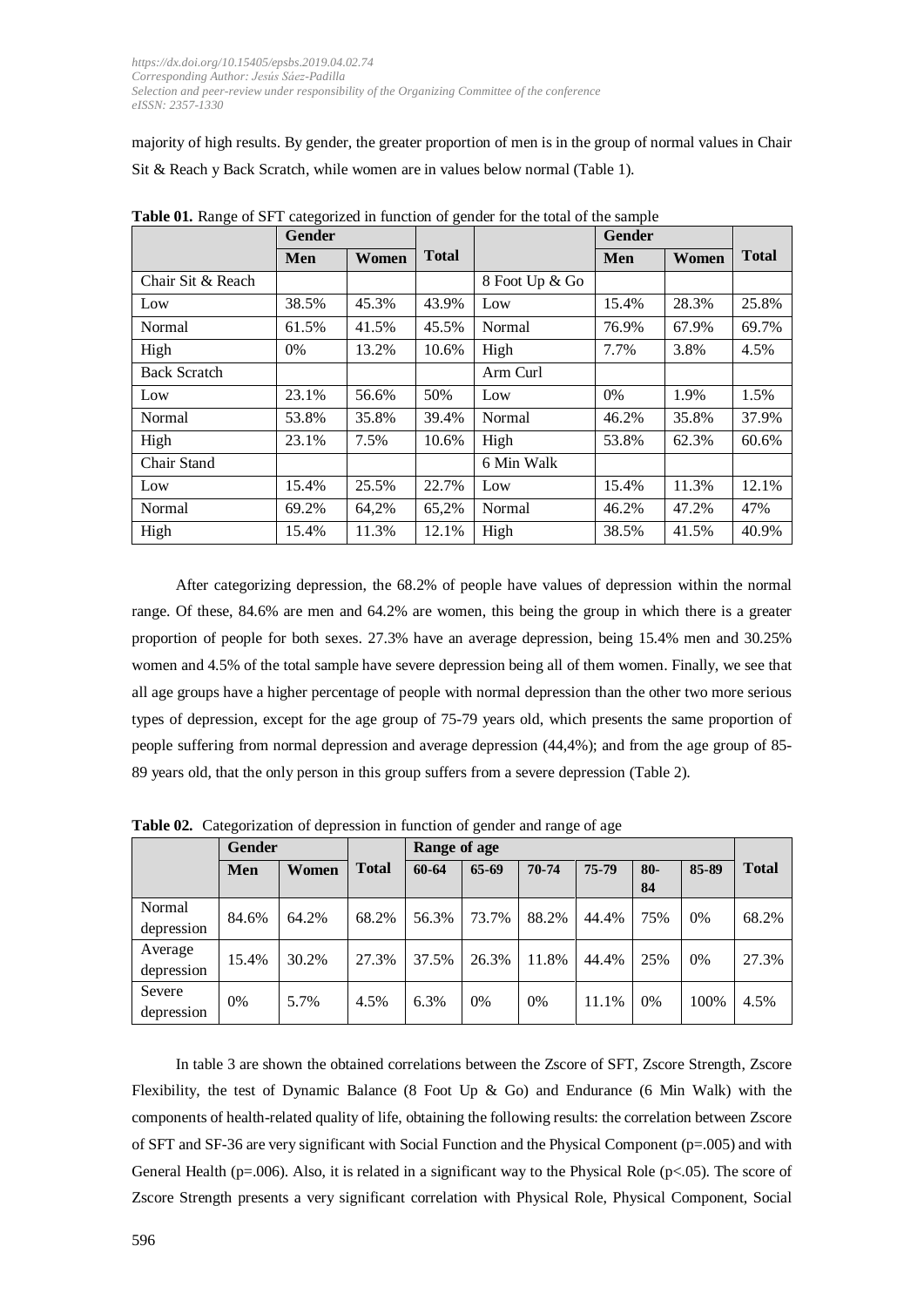majority of high results. By gender, the greater proportion of men is in the group of normal values in Chair Sit & Reach y Back Scratch, while women are in values below normal (Table 1).

**Table 01.** Range of SFT categorized in function of gender for the total of the sample

| | Gender | | Total | | Gender | | Total |
|---|---|---|---|---|---|---|---|
| | **Men** | **Women** | | | **Men** | **Women** | |
| Chair Sit & Reach | | | | 8 Foot Up & Go | | | |
| Low | 38.5% | 45.3% | 43.9% | Low | 15.4% | 28.3% | 25.8% |
| Normal | 61.5% | 41.5% | 45.5% | Normal | 76.9% | 67.9% | 69.7% |
| High | 0% | 13.2% | 10.6% | High | 7.7% | 3.8% | 4.5% |
| Back Scratch | | | | Arm Curl | | | |
| Low | 23.1% | 56.6% | 50% | Low | 0% | 1.9% | 1.5% |
| Normal | 53.8% | 35.8% | 39.4% | Normal | 46.2% | 35.8% | 37.9% |
| High | 23.1% | 7.5% | 10.6% | High | 53.8% | 62.3% | 60.6% |
| Chair Stand | | | | 6 Min Walk | | | |
| Low | 15.4% | 25.5% | 22.7% | Low | 15.4% | 11.3% | 12.1% |
| Normal | 69.2% | 64,2% | 65,2% | Normal | 46.2% | 47.2% | 47% |
| High | 15.4% | 11.3% | 12.1% | High | 38.5% | 41.5% | 40.9% |

After categorizing depression, the 68.2% of people have values of depression within the normal range. Of these, 84.6% are men and 64.2% are women, this being the group in which there is a greater proportion of people for both sexes. 27.3% have an average depression, being 15.4% men and 30.25% women and 4.5% of the total sample have severe depression being all of them women. Finally, we see that all age groups have a higher percentage of people with normal depression than the other two more serious types of depression, except for the age group of 75-79 years old, which presents the same proportion of people suffering from normal depression and average depression (44,4%); and from the age group of 85-89 years old, that the only person in this group suffers from a severe depression (Table 2).

**Table 02.** Categorization of depression in function of gender and range of age

| | Gender | | Total | Range of age | | | | | | Total |
|---|---|---|---|---|---|---|---|---|---|---|
| | **Men** | **Women** | | **60-64** | **65-69** | **70-74** | **75-79** | **80-84** | **85-89** | |
| Normal depression | 84.6% | 64.2% | 68.2% | 56.3% | 73.7% | 88.2% | 44.4% | 75% | 0% | 68.2% |
| Average depression | 15.4% | 30.2% | 27.3% | 37.5% | 26.3% | 11.8% | 44.4% | 25% | 0% | 27.3% |
| Severe depression | 0% | 5.7% | 4.5% | 6.3% | 0% | 0% | 11.1% | 0% | 100% | 4.5% |

In table 3 are shown the obtained correlations between the Zscore of SFT, Zscore Strength, Zscore Flexibility, the test of Dynamic Balance (8 Foot Up & Go) and Endurance (6 Min Walk) with the components of health-related quality of life, obtaining the following results: the correlation between Zscore of SFT and SF-36 are very significant with Social Function and the Physical Component ($p=.005$) and with General Health ($p=.006$). Also, it is related in a significant way to the Physical Role ($p<.05$). The score of Zscore Strength presents a very significant correlation with Physical Role, Physical Component, Social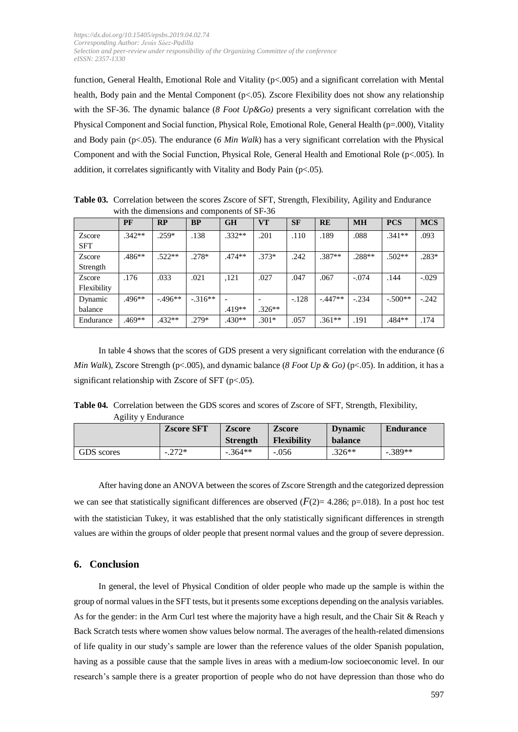function, General Health, Emotional Role and Vitality ($p<.005$) and a significant correlation with Mental health, Body pain and the Mental Component ($p<.05$). Zscore Flexibility does not show any relationship with the SF-36. The dynamic balance (*8 Foot Up&Go)* presents a very significant correlation with the Physical Component and Social function, Physical Role, Emotional Role, General Health ($p=.000$), Vitality and Body pain ($p<.05$). The endurance (*6 Min Walk*) has a very significant correlation with the Physical Component and with the Social Function, Physical Role, General Health and Emotional Role ($p<.005$). In addition, it correlates significantly with Vitality and Body Pain ($p<.05$).

**Table 03.** Correlation between the scores Zscore of SFT, Strength, Flexibility, Agility and Endurance with the dimensions and components of SF-36

| | PF | RP | BP | GH | VT | SF | RE | MH | PCS | MCS |
|---|---|---|---|---|---|---|---|---|---|---|
| Zscore SFT | .342** | .259* | .138 | .332** | .201 | .110 | .189 | .088 | .341** | .093 |
| Zscore Strength | .486** | .522** | .278* | .474** | .373* | .242 | .387** | .288** | .502** | .283* |
| Zscore Flexibility | .176 | .033 | .021 | ,121 | .027 | .047 | .067 | -.074 | .144 | -.029 |
| Dynamic balance | .496** | -.496** | -.316** | - .419** | - .326** | -.128 | -.447** | -.234 | -.500** | -.242 |
| Endurance | .469** | .432** | .279* | .430** | .301* | .057 | .361** | .191 | .484** | .174 |

In table 4 shows that the scores of GDS present a very significant correlation with the endurance (*6 Min Walk*), Zscore Strength ($p<.005$), and dynamic balance (*8 Foot Up & Go)* ($p<.05$). In addition, it has a significant relationship with Zscore of SFT ($p<.05$).

**Table 04.** Correlation between the GDS scores and scores of Zscore of SFT, Strength, Flexibility, Agility y Endurance

| | Zscore SFT | Zscore Strength | Zscore Flexibility | Dynamic balance | Endurance |
|---|---|---|---|---|---|
| GDS scores | -.272* | -.364** | -.056 | .326** | -.389** |

After having done an ANOVA between the scores of Zscore Strength and the categorized depression we can see that statistically significant differences are observed ($F(2)= 4.286$; $p=.018$). In a post hoc test with the statistician Tukey, it was established that the only statistically significant differences in strength values are within the groups of older people that present normal values and the group of severe depression.

## 6. Conclusion

In general, the level of Physical Condition of older people who made up the sample is within the group of normal values in the SFT tests, but it presents some exceptions depending on the analysis variables. As for the gender: in the Arm Curl test where the majority have a high result, and the Chair Sit & Reach y Back Scratch tests where women show values below normal. The averages of the health-related dimensions of life quality in our study's sample are lower than the reference values of the older Spanish population, having as a possible cause that the sample lives in areas with a medium-low socioeconomic level. In our research's sample there is a greater proportion of people who do not have depression than those who do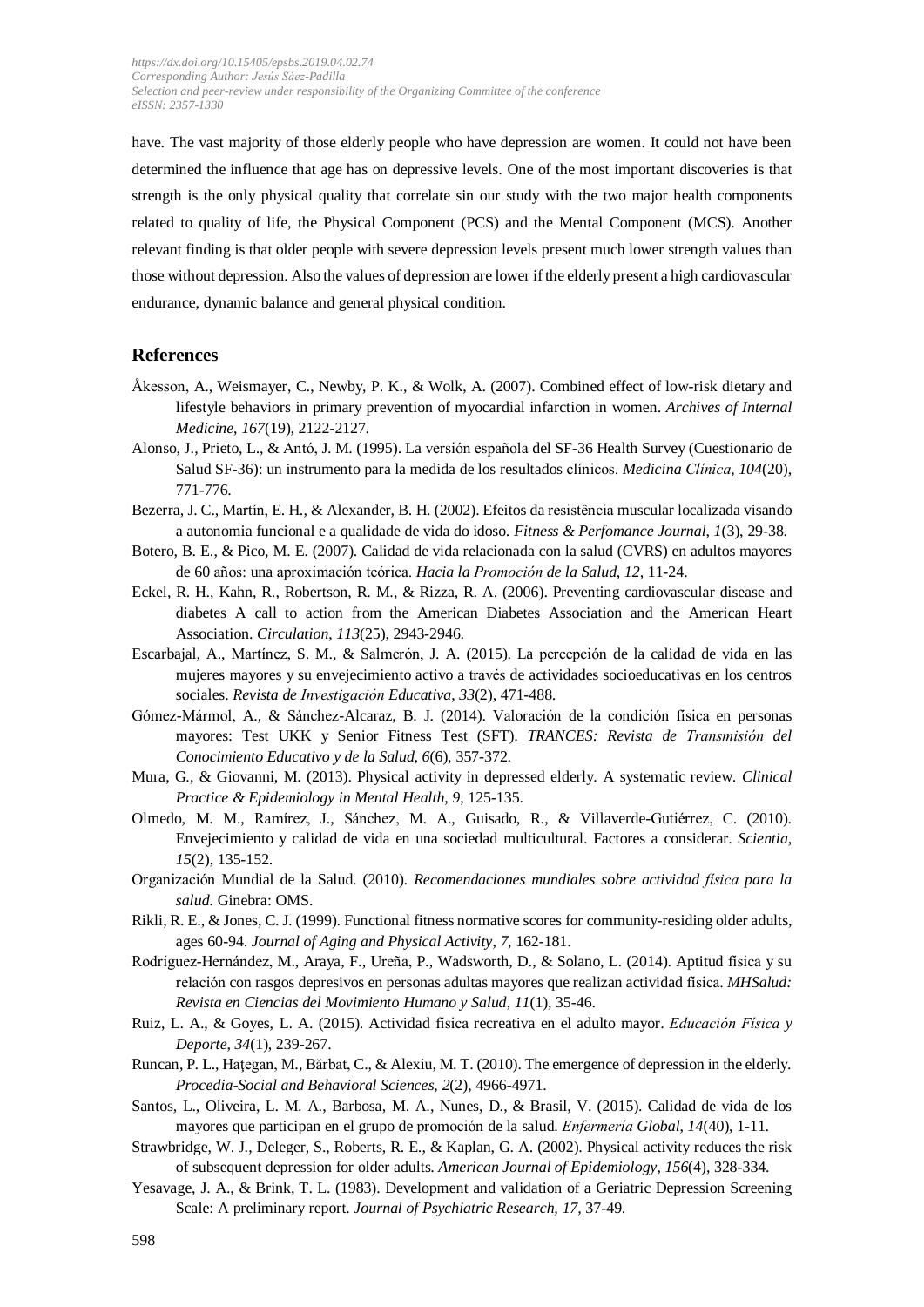have. The vast majority of those elderly people who have depression are women. It could not have been determined the influence that age has on depressive levels. One of the most important discoveries is that strength is the only physical quality that correlate sin our study with the two major health components related to quality of life, the Physical Component (PCS) and the Mental Component (MCS). Another relevant finding is that older people with severe depression levels present much lower strength values than those without depression. Also the values of depression are lower if the elderly present a high cardiovascular endurance, dynamic balance and general physical condition.

## References

Åkesson, A., Weismayer, C., Newby, P. K., & Wolk, A. (2007). Combined effect of low-risk dietary and lifestyle behaviors in primary prevention of myocardial infarction in women. *Archives of Internal Medicine*, *167*(19), 2122-2127.

Alonso, J., Prieto, L., & Antó, J. M. (1995). La versión española del SF-36 Health Survey (Cuestionario de Salud SF-36): un instrumento para la medida de los resultados clínicos. *Medicina Clínica*, *104*(20), 771-776.

Bezerra, J. C., Martín, E. H., & Alexander, B. H. (2002). Efeitos da resistência muscular localizada visando a autonomia funcional e a qualidade de vida do idoso. *Fitness & Perfomance Journal*, *1*(3), 29-38.

Botero, B. E., & Pico, M. E. (2007). Calidad de vida relacionada con la salud (CVRS) en adultos mayores de 60 años: una aproximación teórica. *Hacia la Promoción de la Salud*, *12*, 11-24.

Eckel, R. H., Kahn, R., Robertson, R. M., & Rizza, R. A. (2006). Preventing cardiovascular disease and diabetes A call to action from the American Diabetes Association and the American Heart Association. *Circulation*, *113*(25), 2943-2946.

Escarbajal, A., Martínez, S. M., & Salmerón, J. A. (2015). La percepción de la calidad de vida en las mujeres mayores y su envejecimiento activo a través de actividades socioeducativas en los centros sociales. *Revista de Investigación Educativa*, *33*(2), 471-488.

Gómez-Mármol, A., & Sánchez-Alcaraz, B. J. (2014). Valoración de la condición física en personas mayores: Test UKK y Senior Fitness Test (SFT). *TRANCES: Revista de Transmisión del Conocimiento Educativo y de la Salud, 6*(6), 357-372.

Mura, G., & Giovanni, M. (2013). Physical activity in depressed elderly. A systematic review. *Clinical Practice & Epidemiology in Mental Health*, *9*, 125-135.

Olmedo, M. M., Ramírez, J., Sánchez, M. A., Guisado, R., & Villaverde-Gutiérrez, C. (2010). Envejecimiento y calidad de vida en una sociedad multicultural. Factores a considerar. *Scientia*, *15*(2), 135-152.

Organización Mundial de la Salud. (2010). *Recomendaciones mundiales sobre actividad física para la salud.* Ginebra: OMS.

Rikli, R. E., & Jones, C. J. (1999). Functional fitness normative scores for community-residing older adults, ages 60-94. *Journal of Aging and Physical Activity*, *7*, 162-181.

Rodríguez-Hernández, M., Araya, F., Ureña, P., Wadsworth, D., & Solano, L. (2014). Aptitud física y su relación con rasgos depresivos en personas adultas mayores que realizan actividad física. *MHSalud: Revista en Ciencias del Movimiento Humano y Salud*, *11*(1), 35-46.

Ruiz, L. A., & Goyes, L. A. (2015). Actividad física recreativa en el adulto mayor. *Educación Física y Deporte*, *34*(1), 239-267.

Runcan, P. L., Haţegan, M., Bărbat, C., & Alexiu, M. T. (2010). The emergence of depression in the elderly. *Procedia-Social and Behavioral Sciences*, *2*(2), 4966-4971.

Santos, L., Oliveira, L. M. A., Barbosa, M. A., Nunes, D., & Brasil, V. (2015). Calidad de vida de los mayores que participan en el grupo de promoción de la salud. *Enfermería Global*, *14*(40), 1-11.

Strawbridge, W. J., Deleger, S., Roberts, R. E., & Kaplan, G. A. (2002). Physical activity reduces the risk of subsequent depression for older adults. *American Journal of Epidemiology*, *156*(4), 328-334.

Yesavage, J. A., & Brink, T. L. (1983). Development and validation of a Geriatric Depression Screening Scale: A preliminary report. *Journal of Psychiatric Research, 17,* 37-49.